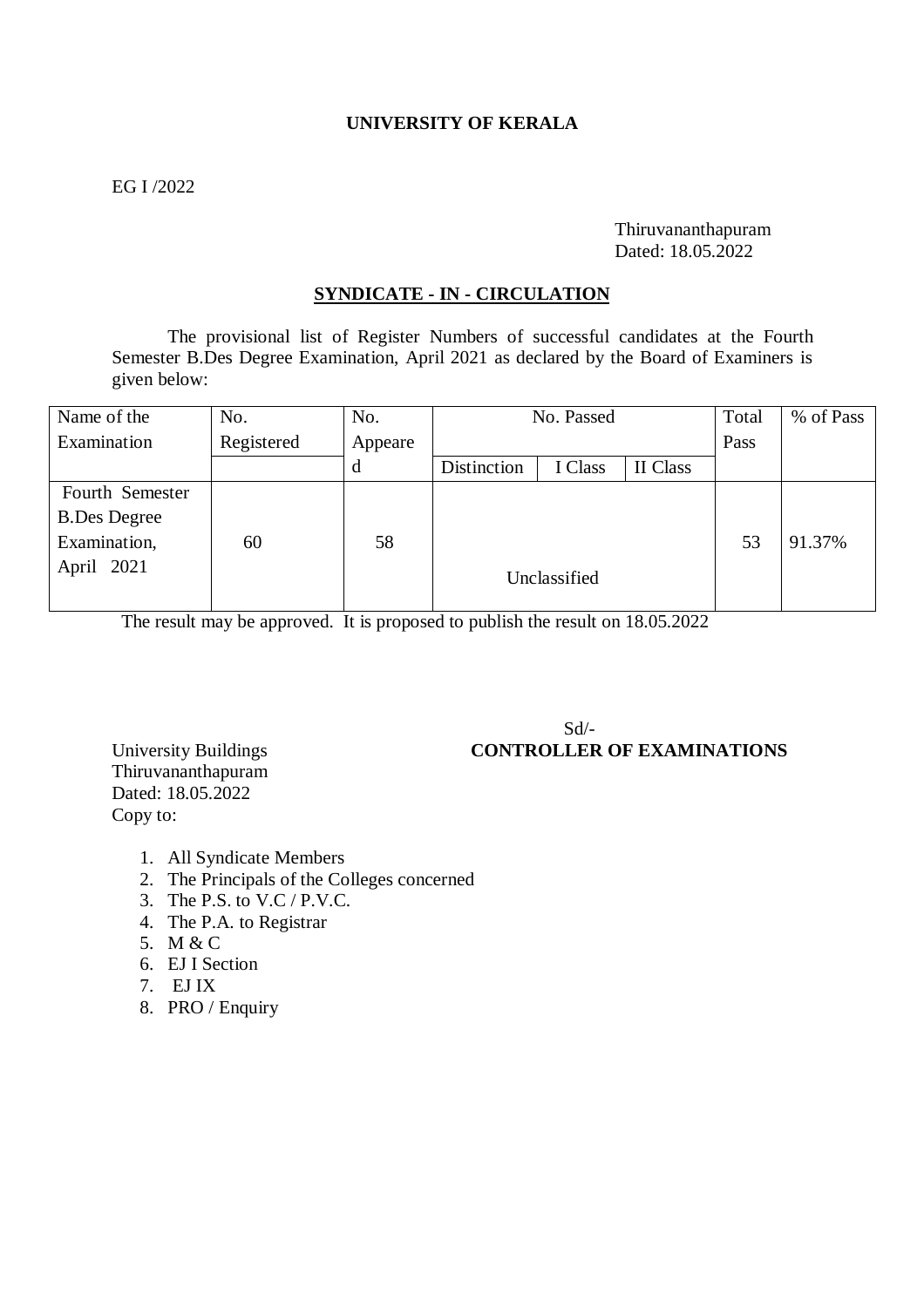**UNIVERSITY OF KERALA**

EG I /2022

Thiruvananthapuram
Dated: 18.05.2022

**SYNDICATE - IN - CIRCULATION**

The provisional list of Register Numbers of successful candidates at the Fourth Semester B.Des Degree Examination, April 2021 as declared by the Board of Examiners is given below:

| Name of the Examination | No. Registered | No. Appeared | No. Passed | | | Total Pass | % of Pass |
|---|---|---|---|---|---|---|---|
| | | | Distinction | I Class | II Class | | |
| Fourth Semester B.Des Degree Examination, April 2021 | 60 | 58 | Unclassified | | | 53 | 91.37% |

The result may be approved. It is proposed to publish the result on 18.05.2022

Sd/-
**CONTROLLER OF EXAMINATIONS**

University Buildings
Thiruvananthapuram
Dated: 18.05.2022
Copy to:

1. All Syndicate Members
2. The Principals of the Colleges concerned
3. The P.S. to V.C / P.V.C.
4. The P.A. to Registrar
5. M & C
6. EJ I Section
7. EJ IX
8. PRO / Enquiry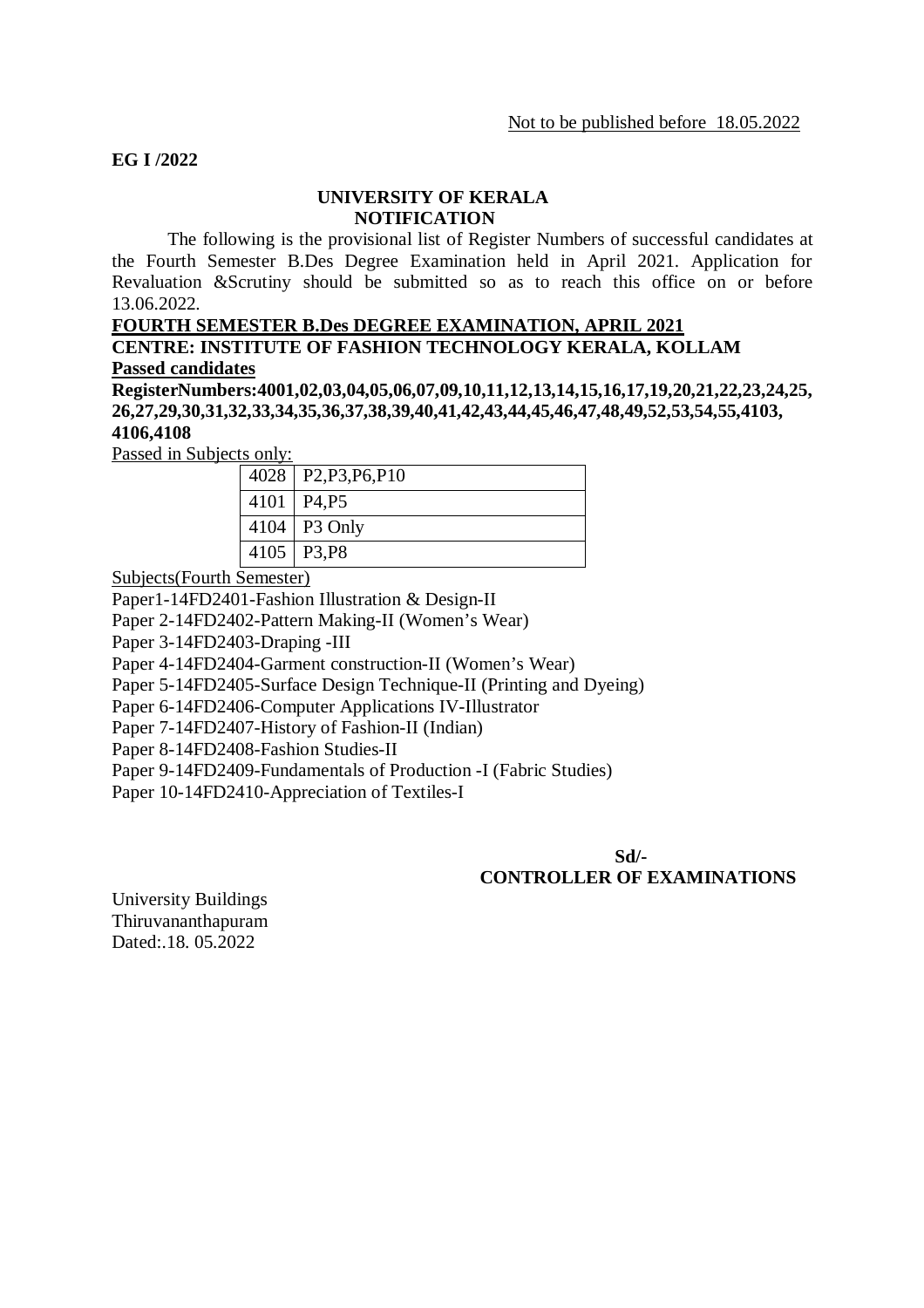Not to be published before 18.05.2022

**EG I /2022**

**UNIVERSITY OF KERALA**
**NOTIFICATION**

The following is the provisional list of Register Numbers of successful candidates at the Fourth Semester B.Des Degree Examination held in April 2021. Application for Revaluation &Scrutiny should be submitted so as to reach this office on or before 13.06.2022.

**FOURTH SEMESTER B.Des DEGREE EXAMINATION, APRIL 2021**

**CENTRE: INSTITUTE OF FASHION TECHNOLOGY KERALA, KOLLAM**

**Passed candidates**

**RegisterNumbers:4001,02,03,04,05,06,07,09,10,11,12,13,14,15,16,17,19,20,21,22,23,24,25,26,27,29,30,31,32,33,34,35,36,37,38,39,40,41,42,43,44,45,46,47,48,49,52,53,54,55,4103,4106,4108**

Passed in Subjects only:

| | |
|---|---|
| 4028 | P2,P3,P6,P10 |
| 4101 | P4,P5 |
| 4104 | P3 Only |
| 4105 | P3,P8 |

Subjects(Fourth Semester)

Paper1-14FD2401-Fashion Illustration & Design-II

Paper 2-14FD2402-Pattern Making-II (Women's Wear)

Paper 3-14FD2403-Draping -III

Paper 4-14FD2404-Garment construction-II (Women's Wear)

Paper 5-14FD2405-Surface Design Technique-II (Printing and Dyeing)

Paper 6-14FD2406-Computer Applications IV-Illustrator

Paper 7-14FD2407-History of Fashion-II (Indian)

Paper 8-14FD2408-Fashion Studies-II

Paper 9-14FD2409-Fundamentals of Production -I (Fabric Studies)

Paper 10-14FD2410-Appreciation of Textiles-I

**Sd/-**
**CONTROLLER OF EXAMINATIONS**

University Buildings
Thiruvananthapuram
Dated:.18. 05.2022